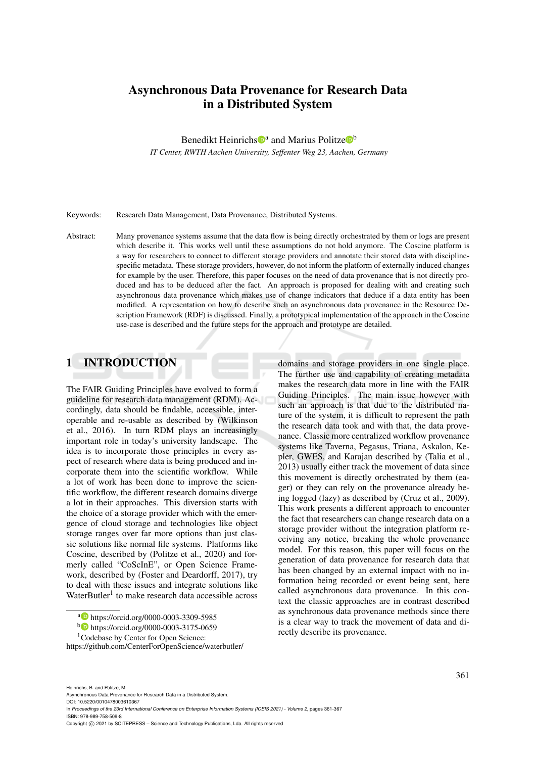# Asynchronous Data Provenance for Research Data in a Distributed System

Benedikt Heinrichs[a] and Marius Politze[b]

*IT Center, RWTH Aachen University, Seffenter Weg 23, Aachen, Germany*

Keywords: Research Data Management, Data Provenance, Distributed Systems.

Abstract: Many provenance systems assume that the data flow is being directly orchestrated by them or logs are present which describe it. This works well until these assumptions do not hold anymore. The Coscine platform is a way for researchers to connect to different storage providers and annotate their stored data with discipline-specific metadata. These storage providers, however, do not inform the platform of externally induced changes for example by the user. Therefore, this paper focuses on the need of data provenance that is not directly produced and has to be deduced after the fact. An approach is proposed for dealing with and creating such asynchronous data provenance which makes use of change indicators that deduce if a data entity has been modified. A representation on how to describe such an asynchronous data provenance in the Resource Description Framework (RDF) is discussed. Finally, a prototypical implementation of the approach in the Coscine use-case is described and the future steps for the approach and prototype are detailed.

## 1 INTRODUCTION

The FAIR Guiding Principles have evolved to form a guideline for research data management (RDM). Accordingly, data should be findable, accessible, interoperable and re-usable as described by (Wilkinson et al., 2016). In turn RDM plays an increasingly important role in today's university landscape. The idea is to incorporate those principles in every aspect of research where data is being produced and incorporate them into the scientific workflow. While a lot of work has been done to improve the scientific workflow, the different research domains diverge a lot in their approaches. This diversion starts with the choice of a storage provider which with the emergence of cloud storage and technologies like object storage ranges over far more options than just classic solutions like normal file systems. Platforms like Coscine, described by (Politze et al., 2020) and formerly called "CoScInE", or Open Science Framework, described by (Foster and Deardorff, 2017), try to deal with these issues and integrate solutions like WaterButler[1] to make research data accessible across domains and storage providers in one single place. The further use and capability of creating metadata makes the research data more in line with the FAIR Guiding Principles. The main issue however with such an approach is that due to the distributed nature of the system, it is difficult to represent the path the research data took and with that, the data provenance. Classic more centralized workflow provenance systems like Taverna, Pegasus, Triana, Askalon, Kepler, GWES, and Karajan described by (Talia et al., 2013) usually either track the movement of data since this movement is directly orchestrated by them (eager) or they can rely on the provenance already being logged (lazy) as described by (Cruz et al., 2009). This work presents a different approach to encounter the fact that researchers can change research data on a storage provider without the integration platform receiving any notice, breaking the whole provenance model. For this reason, this paper will focus on the generation of data provenance for research data that has been changed by an external impact with no information being recorded or event being sent, here called asynchronous data provenance. In this context the classic approaches are in contrast described as synchronous data provenance methods since there is a clear way to track the movement of data and directly describe its provenance.

[a] https://orcid.org/0000-0003-3309-5985

[b] https://orcid.org/0000-0003-3175-0659

[1] Codebase by Center for Open Science: https://github.com/CenterForOpenScience/waterbutler/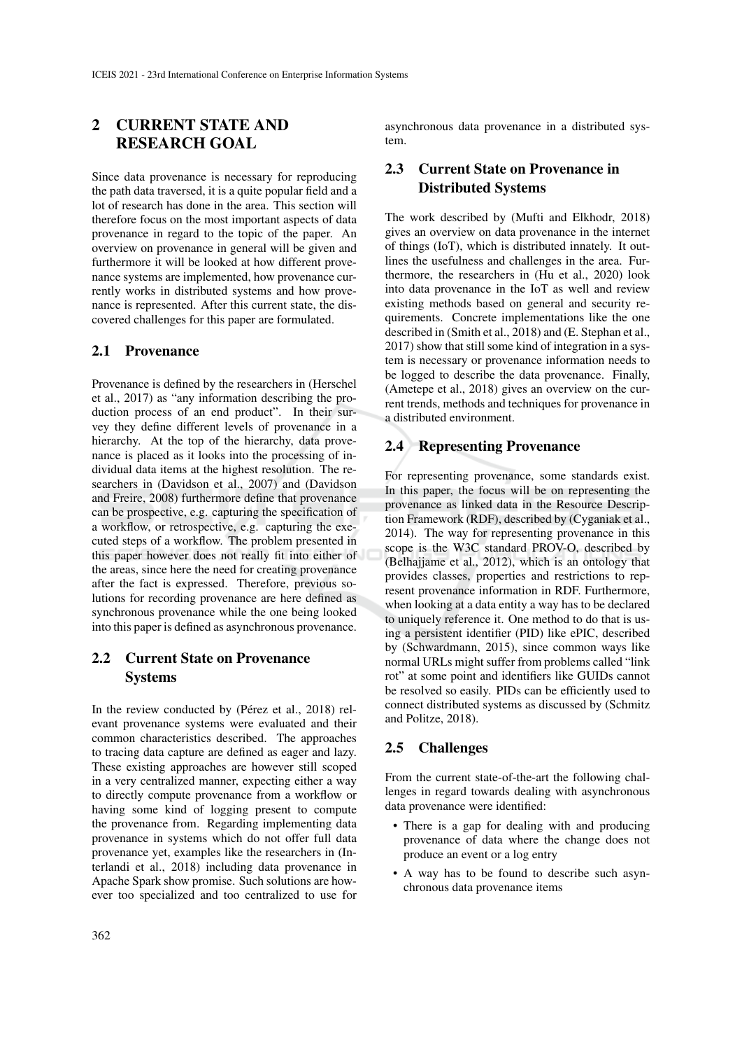## 2 CURRENT STATE AND RESEARCH GOAL

Since data provenance is necessary for reproducing the path data traversed, it is a quite popular field and a lot of research has done in the area. This section will therefore focus on the most important aspects of data provenance in regard to the topic of the paper. An overview on provenance in general will be given and furthermore it will be looked at how different provenance systems are implemented, how provenance currently works in distributed systems and how provenance is represented. After this current state, the discovered challenges for this paper are formulated.

### 2.1 Provenance

Provenance is defined by the researchers in (Herschel et al., 2017) as "any information describing the production process of an end product". In their survey they define different levels of provenance in a hierarchy. At the top of the hierarchy, data provenance is placed as it looks into the processing of individual data items at the highest resolution. The researchers in (Davidson et al., 2007) and (Davidson and Freire, 2008) furthermore define that provenance can be prospective, e.g. capturing the specification of a workflow, or retrospective, e.g. capturing the executed steps of a workflow. The problem presented in this paper however does not really fit into either of the areas, since here the need for creating provenance after the fact is expressed. Therefore, previous solutions for recording provenance are here defined as synchronous provenance while the one being looked into this paper is defined as asynchronous provenance.

### 2.2 Current State on Provenance Systems

In the review conducted by (Pérez et al., 2018) relevant provenance systems were evaluated and their common characteristics described. The approaches to tracing data capture are defined as eager and lazy. These existing approaches are however still scoped in a very centralized manner, expecting either a way to directly compute provenance from a workflow or having some kind of logging present to compute the provenance from. Regarding implementing data provenance in systems which do not offer full data provenance yet, examples like the researchers in (Interlandi et al., 2018) including data provenance in Apache Spark show promise. Such solutions are however too specialized and too centralized to use for asynchronous data provenance in a distributed system.

### 2.3 Current State on Provenance in Distributed Systems

The work described by (Mufti and Elkhodr, 2018) gives an overview on data provenance in the internet of things (IoT), which is distributed innately. It outlines the usefulness and challenges in the area. Furthermore, the researchers in (Hu et al., 2020) look into data provenance in the IoT as well and review existing methods based on general and security requirements. Concrete implementations like the one described in (Smith et al., 2018) and (E. Stephan et al., 2017) show that still some kind of integration in a system is necessary or provenance information needs to be logged to describe the data provenance. Finally, (Ametepe et al., 2018) gives an overview on the current trends, methods and techniques for provenance in a distributed environment.

### 2.4 Representing Provenance

For representing provenance, some standards exist. In this paper, the focus will be on representing the provenance as linked data in the Resource Description Framework (RDF), described by (Cyganiak et al., 2014). The way for representing provenance in this scope is the W3C standard PROV-O, described by (Belhajjame et al., 2012), which is an ontology that provides classes, properties and restrictions to represent provenance information in RDF. Furthermore, when looking at a data entity a way has to be declared to uniquely reference it. One method to do that is using a persistent identifier (PID) like ePIC, described by (Schwardmann, 2015), since common ways like normal URLs might suffer from problems called "link rot" at some point and identifiers like GUIDs cannot be resolved so easily. PIDs can be efficiently used to connect distributed systems as discussed by (Schmitz and Politze, 2018).

### 2.5 Challenges

From the current state-of-the-art the following challenges in regard towards dealing with asynchronous data provenance were identified:

- There is a gap for dealing with and producing provenance of data where the change does not produce an event or a log entry
- A way has to be found to describe such asynchronous data provenance items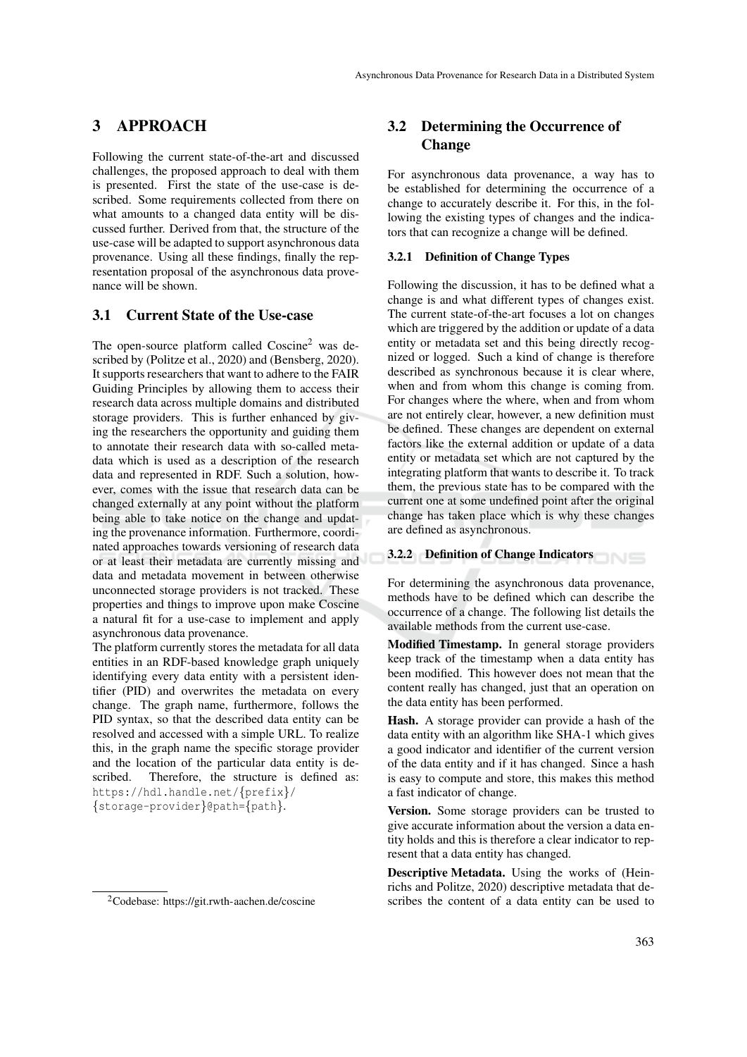## 3 APPROACH

Following the current state-of-the-art and discussed challenges, the proposed approach to deal with them is presented. First the state of the use-case is described. Some requirements collected from there on what amounts to a changed data entity will be discussed further. Derived from that, the structure of the use-case will be adapted to support asynchronous data provenance. Using all these findings, finally the representation proposal of the asynchronous data provenance will be shown.

### 3.1 Current State of the Use-case

The open-source platform called Coscine[2] was described by (Politze et al., 2020) and (Bensberg, 2020). It supports researchers that want to adhere to the FAIR Guiding Principles by allowing them to access their research data across multiple domains and distributed storage providers. This is further enhanced by giving the researchers the opportunity and guiding them to annotate their research data with so-called metadata which is used as a description of the research data and represented in RDF. Such a solution, however, comes with the issue that research data can be changed externally at any point without the platform being able to take notice on the change and updating the provenance information. Furthermore, coordinated approaches towards versioning of research data or at least their metadata are currently missing and data and metadata movement in between otherwise unconnected storage providers is not tracked. These properties and things to improve upon make Coscine a natural fit for a use-case to implement and apply asynchronous data provenance.

The platform currently stores the metadata for all data entities in an RDF-based knowledge graph uniquely identifying every data entity with a persistent identifier (PID) and overwrites the metadata on every change. The graph name, furthermore, follows the PID syntax, so that the described data entity can be resolved and accessed with a simple URL. To realize this, in the graph name the specific storage provider and the location of the particular data entity is described. Therefore, the structure is defined as: `https://hdl.handle.net/{prefix}/{storage-provider}@path={path}`.

[2] Codebase: https://git.rwth-aachen.de/coscine

### 3.2 Determining the Occurrence of Change

For asynchronous data provenance, a way has to be established for determining the occurrence of a change to accurately describe it. For this, in the following the existing types of changes and the indicators that can recognize a change will be defined.

#### 3.2.1 Definition of Change Types

Following the discussion, it has to be defined what a change is and what different types of changes exist. The current state-of-the-art focuses a lot on changes which are triggered by the addition or update of a data entity or metadata set and this being directly recognized or logged. Such a kind of change is therefore described as synchronous because it is clear where, when and from whom this change is coming from. For changes where the where, when and from whom are not entirely clear, however, a new definition must be defined. These changes are dependent on external factors like the external addition or update of a data entity or metadata set which are not captured by the integrating platform that wants to describe it. To track them, the previous state has to be compared with the current one at some undefined point after the original change has taken place which is why these changes are defined as asynchronous.

#### 3.2.2 Definition of Change Indicators

For determining the asynchronous data provenance, methods have to be defined which can describe the occurrence of a change. The following list details the available methods from the current use-case.

**Modified Timestamp.** In general storage providers keep track of the timestamp when a data entity has been modified. This however does not mean that the content really has changed, just that an operation on the data entity has been performed.

**Hash.** A storage provider can provide a hash of the data entity with an algorithm like SHA-1 which gives a good indicator and identifier of the current version of the data entity and if it has changed. Since a hash is easy to compute and store, this makes this method a fast indicator of change.

**Version.** Some storage providers can be trusted to give accurate information about the version a data entity holds and this is therefore a clear indicator to represent that a data entity has changed.

**Descriptive Metadata.** Using the works of (Heinrichs and Politze, 2020) descriptive metadata that describes the content of a data entity can be used to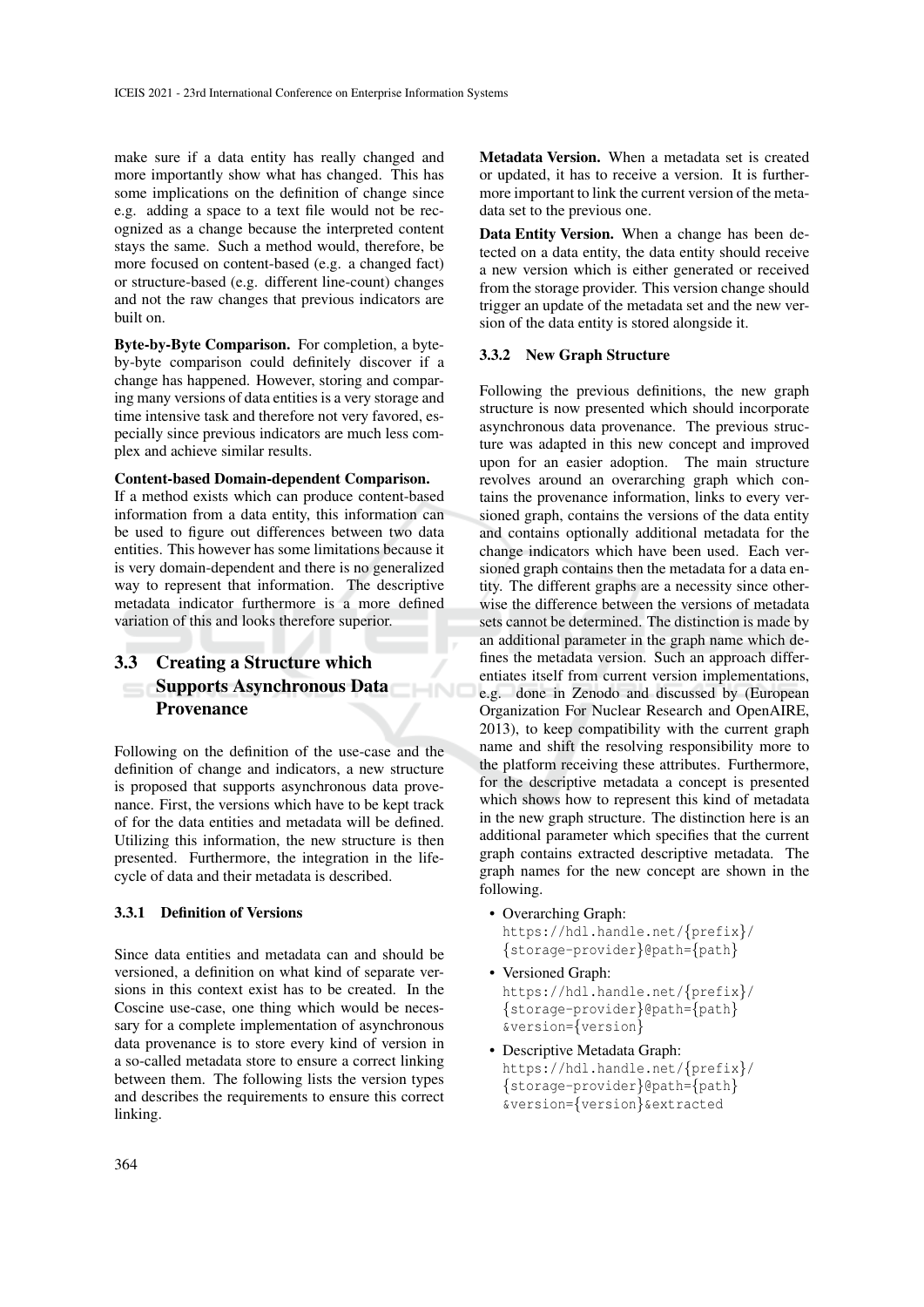make sure if a data entity has really changed and more importantly show what has changed. This has some implications on the definition of change since e.g. adding a space to a text file would not be recognized as a change because the interpreted content stays the same. Such a method would, therefore, be more focused on content-based (e.g. a changed fact) or structure-based (e.g. different line-count) changes and not the raw changes that previous indicators are built on.

**Byte-by-Byte Comparison.** For completion, a byte-by-byte comparison could definitely discover if a change has happened. However, storing and comparing many versions of data entities is a very storage and time intensive task and therefore not very favored, especially since previous indicators are much less complex and achieve similar results.

**Content-based Domain-dependent Comparison.** If a method exists which can produce content-based information from a data entity, this information can be used to figure out differences between two data entities. This however has some limitations because it is very domain-dependent and there is no generalized way to represent that information. The descriptive metadata indicator furthermore is a more defined variation of this and looks therefore superior.

## 3.3 Creating a Structure which Supports Asynchronous Data Provenance

Following on the definition of the use-case and the definition of change and indicators, a new structure is proposed that supports asynchronous data provenance. First, the versions which have to be kept track of for the data entities and metadata will be defined. Utilizing this information, the new structure is then presented. Furthermore, the integration in the lifecycle of data and their metadata is described.

### 3.3.1 Definition of Versions

Since data entities and metadata can and should be versioned, a definition on what kind of separate versions in this context exist has to be created. In the Coscine use-case, one thing which would be necessary for a complete implementation of asynchronous data provenance is to store every kind of version in a so-called metadata store to ensure a correct linking between them. The following lists the version types and describes the requirements to ensure this correct linking.

**Metadata Version.** When a metadata set is created or updated, it has to receive a version. It is furthermore important to link the current version of the metadata set to the previous one.

**Data Entity Version.** When a change has been detected on a data entity, the data entity should receive a new version which is either generated or received from the storage provider. This version change should trigger an update of the metadata set and the new version of the data entity is stored alongside it.

### 3.3.2 New Graph Structure

Following the previous definitions, the new graph structure is now presented which should incorporate asynchronous data provenance. The previous structure was adapted in this new concept and improved upon for an easier adoption. The main structure revolves around an overarching graph which contains the provenance information, links to every versioned graph, contains the versions of the data entity and contains optionally additional metadata for the change indicators which have been used. Each versioned graph contains then the metadata for a data entity. The different graphs are a necessity since otherwise the difference between the versions of metadata sets cannot be determined. The distinction is made by an additional parameter in the graph name which defines the metadata version. Such an approach differentiates itself from current version implementations, e.g. done in Zenodo and discussed by (European Organization For Nuclear Research and OpenAIRE, 2013), to keep compatibility with the current graph name and shift the resolving responsibility more to the platform receiving these attributes. Furthermore, for the descriptive metadata a concept is presented which shows how to represent this kind of metadata in the new graph structure. The distinction here is an additional parameter which specifies that the current graph contains extracted descriptive metadata. The graph names for the new concept are shown in the following.

- Overarching Graph:
  `https://hdl.handle.net/{prefix}/{storage-provider}@path={path}`
- Versioned Graph:
  `https://hdl.handle.net/{prefix}/{storage-provider}@path={path}&version={version}`
- Descriptive Metadata Graph:
  `https://hdl.handle.net/{prefix}/{storage-provider}@path={path}&version={version}&extracted`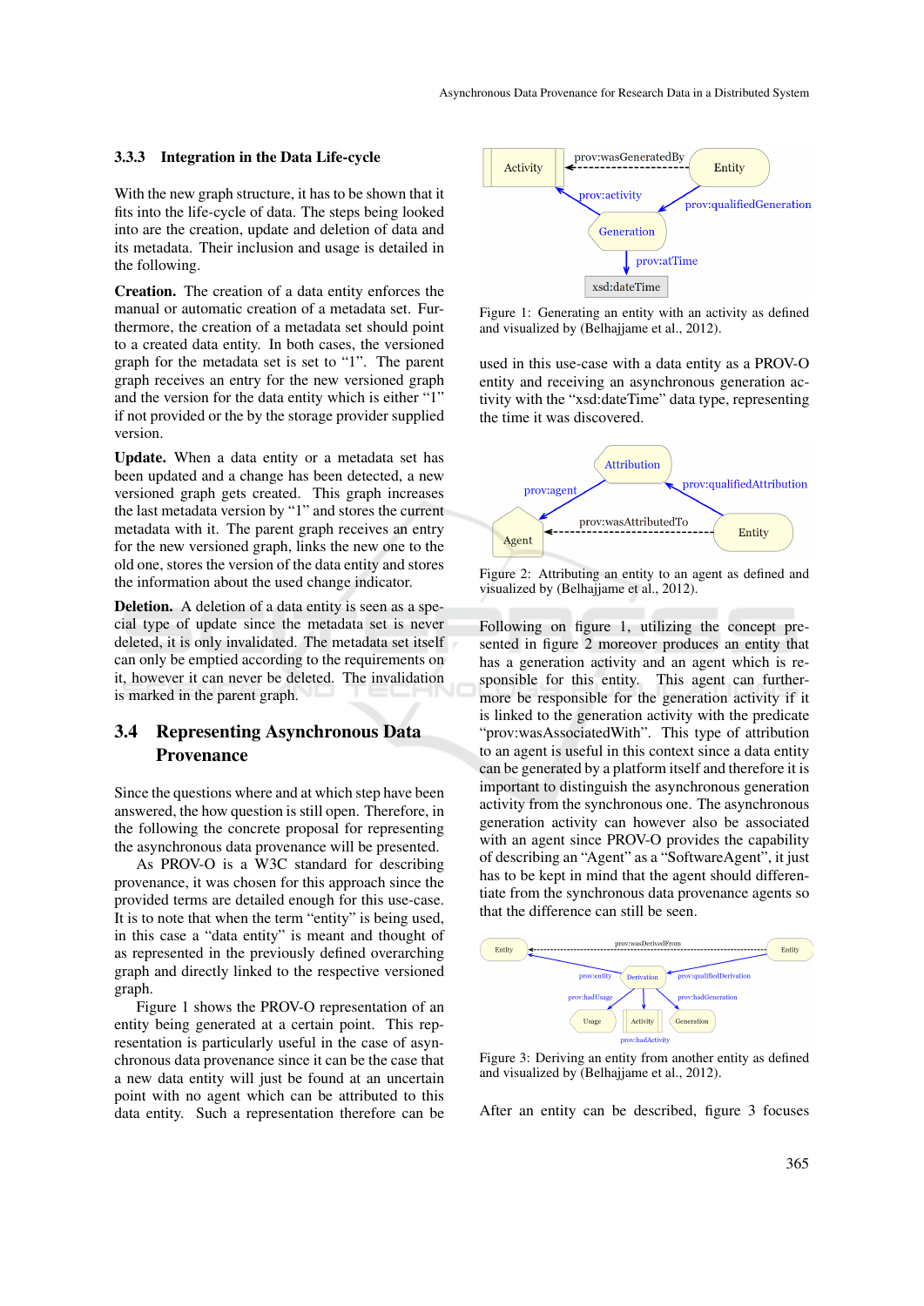### 3.3.3 Integration in the Data Life-cycle

With the new graph structure, it has to be shown that it fits into the life-cycle of data. The steps being looked into are the creation, update and deletion of data and its metadata. Their inclusion and usage is detailed in the following.

**Creation.** The creation of a data entity enforces the manual or automatic creation of a metadata set. Furthermore, the creation of a metadata set should point to a created data entity. In both cases, the versioned graph for the metadata set is set to "1". The parent graph receives an entry for the new versioned graph and the version for the data entity which is either "1" if not provided or the by the storage provider supplied version.

**Update.** When a data entity or a metadata set has been updated and a change has been detected, a new versioned graph gets created. This graph increases the last metadata version by "1" and stores the current metadata with it. The parent graph receives an entry for the new versioned graph, links the new one to the old one, stores the version of the data entity and stores the information about the used change indicator.

**Deletion.** A deletion of a data entity is seen as a special type of update since the metadata set is never deleted, it is only invalidated. The metadata set itself can only be emptied according to the requirements on it, however it can never be deleted. The invalidation is marked in the parent graph.

## 3.4 Representing Asynchronous Data Provenance

Since the questions where and at which step have been answered, the how question is still open. Therefore, in the following the concrete proposal for representing the asynchronous data provenance will be presented.

As PROV-O is a W3C standard for describing provenance, it was chosen for this approach since the provided terms are detailed enough for this use-case. It is to note that when the term "entity" is being used, in this case a "data entity" is meant and thought of as represented in the previously defined overarching graph and directly linked to the respective versioned graph.

Figure 1 shows the PROV-O representation of an entity being generated at a certain point. This representation is particularly useful in the case of asynchronous data provenance since it can be the case that a new data entity will just be found at an uncertain point with no agent which can be attributed to this data entity. Such a representation therefore can be used in this use-case with a data entity as a PROV-O entity and receiving an asynchronous generation activity with the "xsd:dateTime" data type, representing the time it was discovered.

Figure 1: Generating an entity with an activity as defined and visualized by (Belhajjame et al., 2012).

Figure 2: Attributing an entity to an agent as defined and visualized by (Belhajjame et al., 2012).

Following on figure 1, utilizing the concept presented in figure 2 moreover produces an entity that has a generation activity and an agent which is responsible for this entity. This agent can furthermore be responsible for the generation activity if it is linked to the generation activity with the predicate "prov:wasAssociatedWith". This type of attribution to an agent is useful in this context since a data entity can be generated by a platform itself and therefore it is important to distinguish the asynchronous generation activity from the synchronous one. The asynchronous generation activity can however also be associated with an agent since PROV-O provides the capability of describing an "Agent" as a "SoftwareAgent", it just has to be kept in mind that the agent should differentiate from the synchronous data provenance agents so that the difference can still be seen.

Figure 3: Deriving an entity from another entity as defined and visualized by (Belhajjame et al., 2012).

After an entity can be described, figure 3 focuses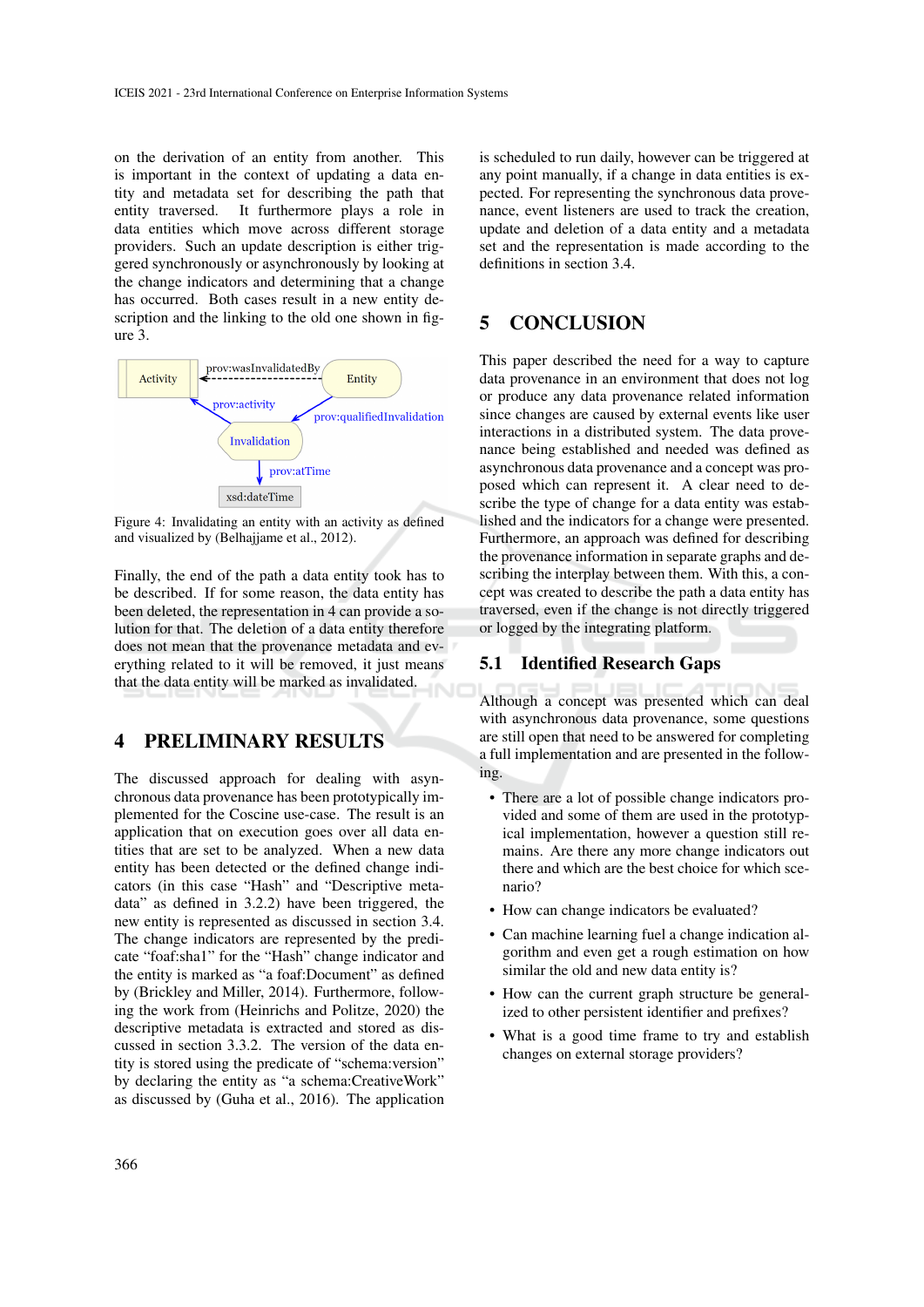on the derivation of an entity from another. This is important in the context of updating a data entity and metadata set for describing the path that entity traversed. It furthermore plays a role in data entities which move across different storage providers. Such an update description is either triggered synchronously or asynchronously by looking at the change indicators and determining that a change has occurred. Both cases result in a new entity description and the linking to the old one shown in figure 3.

Figure 4: Invalidating an entity with an activity as defined and visualized by (Belhajjame et al., 2012).

Finally, the end of the path a data entity took has to be described. If for some reason, the data entity has been deleted, the representation in 4 can provide a solution for that. The deletion of a data entity therefore does not mean that the provenance metadata and everything related to it will be removed, it just means that the data entity will be marked as invalidated.

## 4 PRELIMINARY RESULTS

The discussed approach for dealing with asynchronous data provenance has been prototypically implemented for the Coscine use-case. The result is an application that on execution goes over all data entities that are set to be analyzed. When a new data entity has been detected or the defined change indicators (in this case "Hash" and "Descriptive metadata" as defined in 3.2.2) have been triggered, the new entity is represented as discussed in section 3.4. The change indicators are represented by the predicate "foaf:sha1" for the "Hash" change indicator and the entity is marked as "a foaf:Document" as defined by (Brickley and Miller, 2014). Furthermore, following the work from (Heinrichs and Politze, 2020) the descriptive metadata is extracted and stored as discussed in section 3.3.2. The version of the data entity is stored using the predicate of "schema:version" by declaring the entity as "a schema:CreativeWork" as discussed by (Guha et al., 2016). The application is scheduled to run daily, however can be triggered at any point manually, if a change in data entities is expected. For representing the synchronous data provenance, event listeners are used to track the creation, update and deletion of a data entity and a metadata set and the representation is made according to the definitions in section 3.4.

## 5 CONCLUSION

This paper described the need for a way to capture data provenance in an environment that does not log or produce any data provenance related information since changes are caused by external events like user interactions in a distributed system. The data provenance being established and needed was defined as asynchronous data provenance and a concept was proposed which can represent it. A clear need to describe the type of change for a data entity was established and the indicators for a change were presented. Furthermore, an approach was defined for describing the provenance information in separate graphs and describing the interplay between them. With this, a concept was created to describe the path a data entity has traversed, even if the change is not directly triggered or logged by the integrating platform.

### 5.1 Identified Research Gaps

Although a concept was presented which can deal with asynchronous data provenance, some questions are still open that need to be answered for completing a full implementation and are presented in the following.

- There are a lot of possible change indicators provided and some of them are used in the prototypical implementation, however a question still remains. Are there any more change indicators out there and which are the best choice for which scenario?
- How can change indicators be evaluated?
- Can machine learning fuel a change indication algorithm and even get a rough estimation on how similar the old and new data entity is?
- How can the current graph structure be generalized to other persistent identifier and prefixes?
- What is a good time frame to try and establish changes on external storage providers?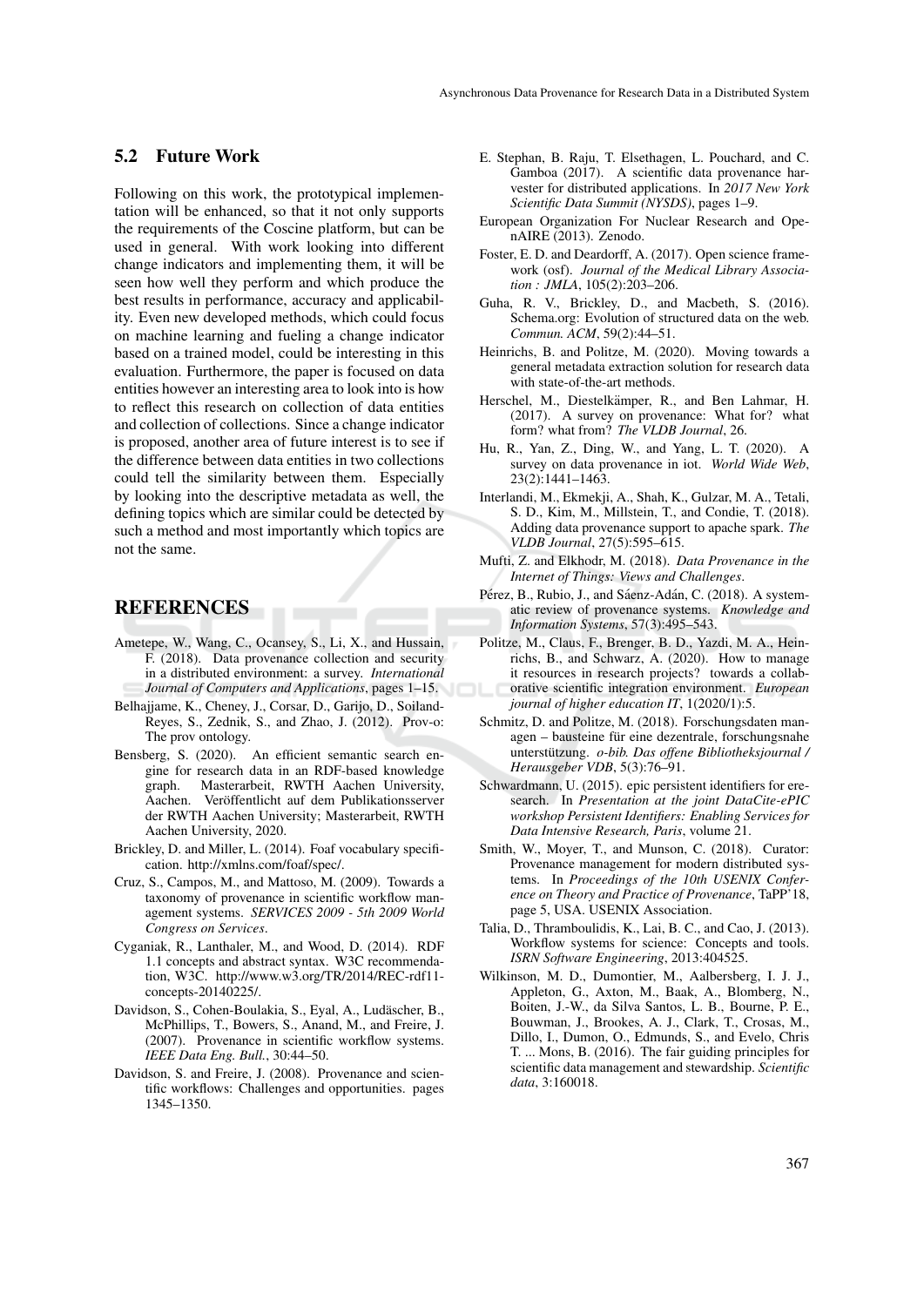## 5.2 Future Work

Following on this work, the prototypical implementation will be enhanced, so that it not only supports the requirements of the Coscine platform, but can be used in general. With work looking into different change indicators and implementing them, it will be seen how well they perform and which produce the best results in performance, accuracy and applicability. Even new developed methods, which could focus on machine learning and fueling a change indicator based on a trained model, could be interesting in this evaluation. Furthermore, the paper is focused on data entities however an interesting area to look into is how to reflect this research on collection of data entities and collection of collections. Since a change indicator is proposed, another area of future interest is to see if the difference between data entities in two collections could tell the similarity between them. Especially by looking into the descriptive metadata as well, the defining topics which are similar could be detected by such a method and most importantly which topics are not the same.

## REFERENCES

Ametepe, W., Wang, C., Ocansey, S., Li, X., and Hussain, F. (2018). Data provenance collection and security in a distributed environment: a survey. *International Journal of Computers and Applications*, pages 1–15.

Belhajjame, K., Cheney, J., Corsar, D., Garijo, D., Soiland-Reyes, S., Zednik, S., and Zhao, J. (2012). Prov-o: The prov ontology.

Bensberg, S. (2020). An efficient semantic search engine for research data in an RDF-based knowledge graph. Masterarbeit, RWTH Aachen University, Aachen. Veröffentlicht auf dem Publikationsserver der RWTH Aachen University; Masterarbeit, RWTH Aachen University, 2020.

Brickley, D. and Miller, L. (2014). Foaf vocabulary specification. http://xmlns.com/foaf/spec/.

Cruz, S., Campos, M., and Mattoso, M. (2009). Towards a taxonomy of provenance in scientific workflow management systems. *SERVICES 2009 - 5th 2009 World Congress on Services*.

Cyganiak, R., Lanthaler, M., and Wood, D. (2014). RDF 1.1 concepts and abstract syntax. W3C recommendation, W3C. http://www.w3.org/TR/2014/REC-rdf11-concepts-20140225/.

Davidson, S., Cohen-Boulakia, S., Eyal, A., Ludäscher, B., McPhillips, T., Bowers, S., Anand, M., and Freire, J. (2007). Provenance in scientific workflow systems. *IEEE Data Eng. Bull.*, 30:44–50.

Davidson, S. and Freire, J. (2008). Provenance and scientific workflows: Challenges and opportunities. pages 1345–1350.

E. Stephan, B. Raju, T. Elsethagen, L. Pouchard, and C. Gamboa (2017). A scientific data provenance harvester for distributed applications. In *2017 New York Scientific Data Summit (NYSDS)*, pages 1–9.

European Organization For Nuclear Research and OpenAIRE (2013). Zenodo.

Foster, E. D. and Deardorff, A. (2017). Open science framework (osf). *Journal of the Medical Library Association : JMLA*, 105(2):203–206.

Guha, R. V., Brickley, D., and Macbeth, S. (2016). Schema.org: Evolution of structured data on the web. *Commun. ACM*, 59(2):44–51.

Heinrichs, B. and Politze, M. (2020). Moving towards a general metadata extraction solution for research data with state-of-the-art methods.

Herschel, M., Diestelkämper, R., and Ben Lahmar, H. (2017). A survey on provenance: What for? what form? what from? *The VLDB Journal*, 26.

Hu, R., Yan, Z., Ding, W., and Yang, L. T. (2020). A survey on data provenance in iot. *World Wide Web*, 23(2):1441–1463.

Interlandi, M., Ekmekji, A., Shah, K., Gulzar, M. A., Tetali, S. D., Kim, M., Millstein, T., and Condie, T. (2018). Adding data provenance support to apache spark. *The VLDB Journal*, 27(5):595–615.

Mufti, Z. and Elkhodr, M. (2018). *Data Provenance in the Internet of Things: Views and Challenges*.

Pérez, B., Rubio, J., and Sáenz-Adán, C. (2018). A systematic review of provenance systems. *Knowledge and Information Systems*, 57(3):495–543.

Politze, M., Claus, F., Brenger, B. D., Yazdi, M. A., Heinrichs, B., and Schwarz, A. (2020). How to manage it resources in research projects? towards a collaborative scientific integration environment. *European journal of higher education IT*, 1(2020/1):5.

Schmitz, D. and Politze, M. (2018). Forschungsdaten managen – bausteine für eine dezentrale, forschungsnahe unterstützung. *o-bib. Das offene Bibliotheksjournal / Herausgeber VDB*, 5(3):76–91.

Schwardmann, U. (2015). epic persistent identifiers for ereseearch. In *Presentation at the joint DataCite-ePIC workshop Persistent Identifiers: Enabling Services for Data Intensive Research, Paris*, volume 21.

Smith, W., Moyer, T., and Munson, C. (2018). Curator: Provenance management for modern distributed systems. In *Proceedings of the 10th USENIX Conference on Theory and Practice of Provenance*, TaPP'18, page 5, USA. USENIX Association.

Talia, D., Thramboulidis, K., Lai, B. C., and Cao, J. (2013). Workflow systems for science: Concepts and tools. *ISRN Software Engineering*, 2013:404525.

Wilkinson, M. D., Dumontier, M., Aalbersberg, I. J. J., Appleton, G., Axton, M., Baak, A., Blomberg, N., Boiten, J.-W., da Silva Santos, L. B., Bourne, P. E., Bouwman, J., Brookes, A. J., Clark, T., Crosas, M., Dillo, I., Dumon, O., Edmunds, S., and Evelo, Chris T. ... Mons, B. (2016). The fair guiding principles for scientific data management and stewardship. *Scientific data*, 3:160018.